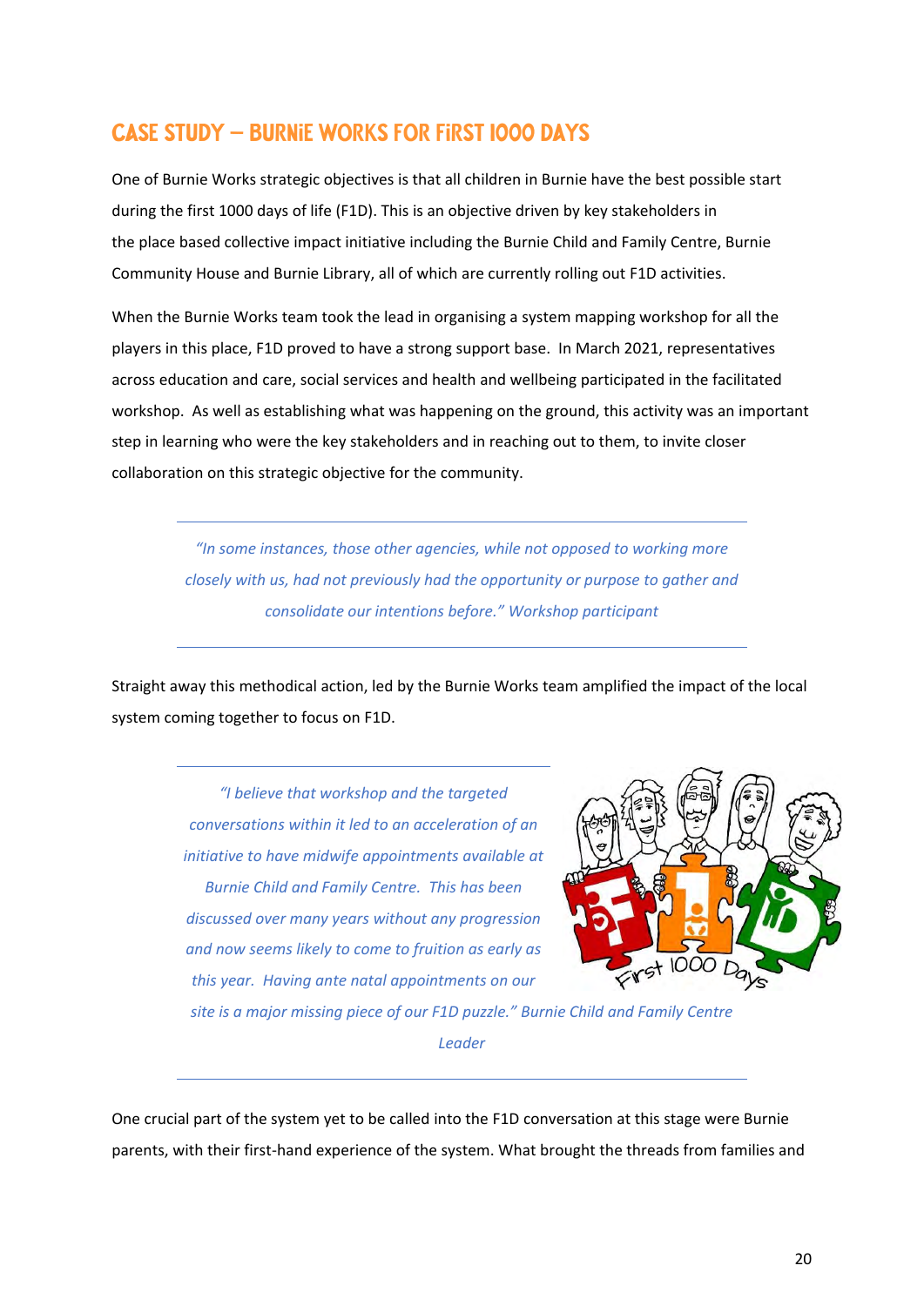## CASE STUDY – BURNIE WORKS FOR FIRST 1000 DAYS

One of Burnie Works strategic objectives is that all children in Burnie have the best possible start during the first 1000 days of life (F1D). This is an objective driven by key stakeholders in the place based collective impact initiative including the Burnie Child and Family Centre, Burnie Community House and Burnie Library, all of which are currently rolling out F1D activities.

When the Burnie Works team took the lead in organising a system mapping workshop for all the players in this place, F1D proved to have a strong support base. In March 2021, representatives across education and care, social services and health and wellbeing participated in the facilitated workshop. As well as establishing what was happening on the ground, this activity was an important step in learning who were the key stakeholders and in reaching out to them, to invite closer collaboration on this strategic objective for the community.

> *"In some instances, those other agencies, while not opposed to working more closely with us, had not previously had the opportunity or purpose to gather and consolidate our intentions before." Workshop participant*

Straight away this methodical action, led by the Burnie Works team amplified the impact of the local system coming together to focus on F1D.

> *"I believe that workshop and the targeted conversations within it led to an acceleration of an initiative to have midwife appointments available at Burnie Child and Family Centre. This has been discussed over many years without any progression and now seems likely to come to fruition as early as this year. Having ante natal appointments on our site is a major missing piece of our F1D puzzle." Burnie Child and Family Centre Leader*

One crucial part of the system yet to be called into the F1D conversation at this stage were Burnie parents, with their first-hand experience of the system. What brought the threads from families and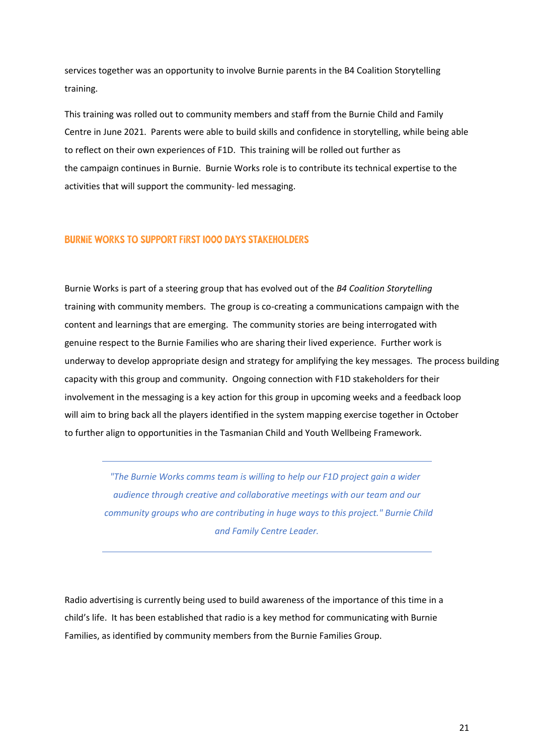services together was an opportunity to involve Burnie parents in the B4 Coalition Storytelling training.

This training was rolled out to community members and staff from the Burnie Child and Family Centre in June 2021. Parents were able to build skills and confidence in storytelling, while being able to reflect on their own experiences of F1D. This training will be rolled out further as the campaign continues in Burnie. Burnie Works role is to contribute its technical expertise to the activities that will support the community- led messaging.

## BURNIE WORKS TO SUPPORT FIRST 1000 DAYS STAKEHOLDERS

Burnie Works is part of a steering group that has evolved out of the *B4 Coalition Storytelling* training with community members. The group is co-creating a communications campaign with the content and learnings that are emerging. The community stories are being interrogated with genuine respect to the Burnie Families who are sharing their lived experience. Further work is underway to develop appropriate design and strategy for amplifying the key messages. The process building capacity with this group and community. Ongoing connection with F1D stakeholders for their involvement in the messaging is a key action for this group in upcoming weeks and a feedback loop will aim to bring back all the players identified in the system mapping exercise together in October to further align to opportunities in the Tasmanian Child and Youth Wellbeing Framework.

> *"The Burnie Works comms team is willing to help our F1D project gain a wider audience through creative and collaborative meetings with our team and our community groups who are contributing in huge ways to this project." Burnie Child and Family Centre Leader.*

Radio advertising is currently being used to build awareness of the importance of this time in a child's life. It has been established that radio is a key method for communicating with Burnie Families, as identified by community members from the Burnie Families Group.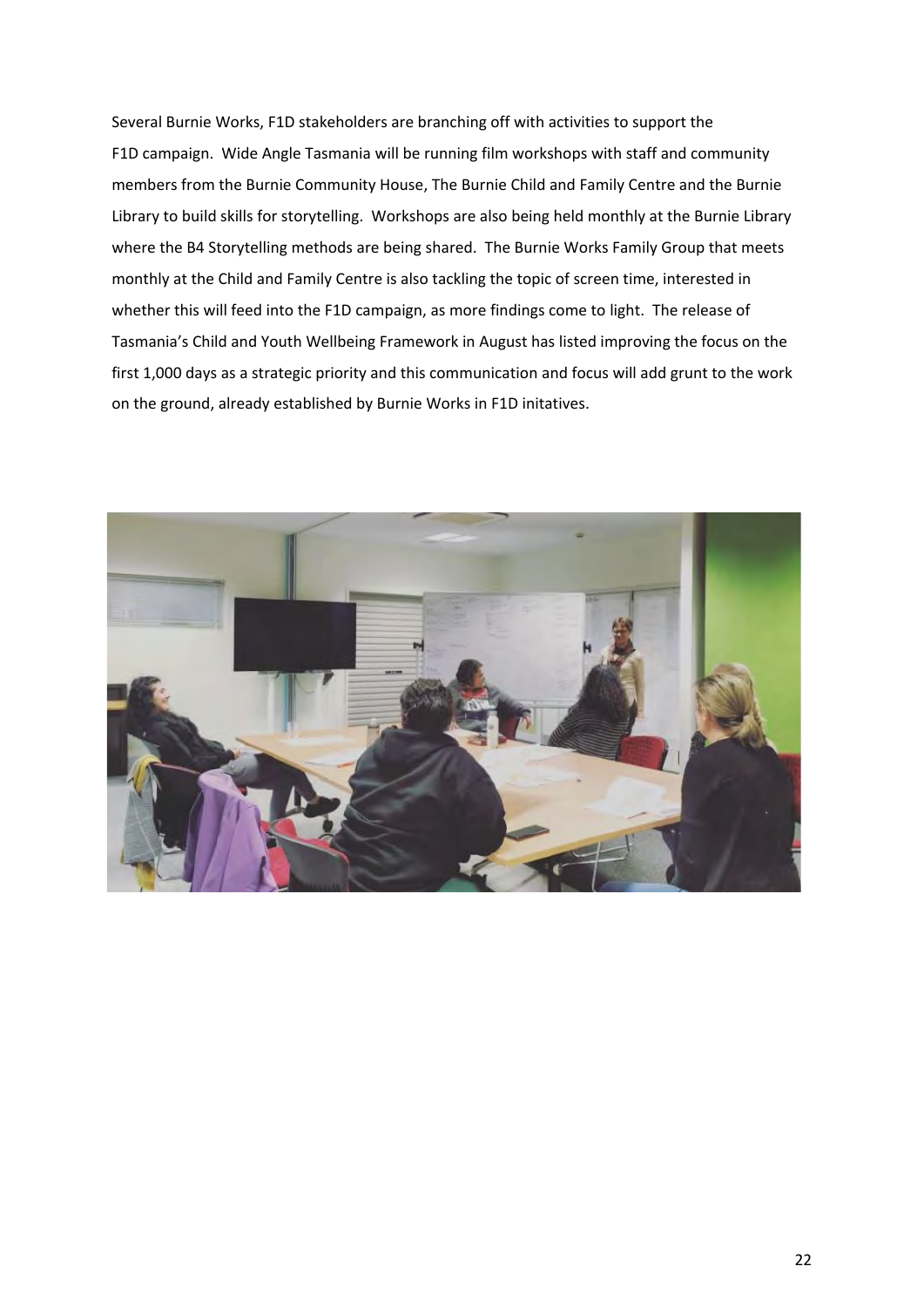Several Burnie Works, F1D stakeholders are branching off with activities to support the F1D campaign. Wide Angle Tasmania will be running film workshops with staff and community members from the Burnie Community House, The Burnie Child and Family Centre and the Burnie Library to build skills for storytelling. Workshops are also being held monthly at the Burnie Library where the B4 Storytelling methods are being shared. The Burnie Works Family Group that meets monthly at the Child and Family Centre is also tackling the topic of screen time, interested in whether this will feed into the F1D campaign, as more findings come to light. The release of Tasmania's Child and Youth Wellbeing Framework in August has listed improving the focus on the first 1,000 days as a strategic priority and this communication and focus will add grunt to the work on the ground, already established by Burnie Works in F1D initatives.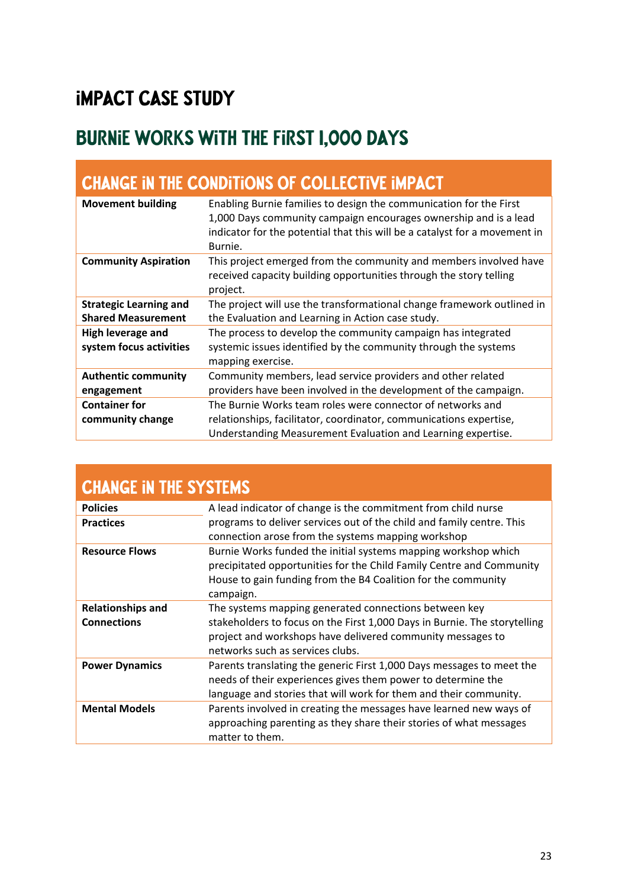# IMPACT CASE STUDY

## BURNIE WORKS WITH THE FIRST 1,000 DAYS

| CHANGE IN THE CONDITIONS OF COLLECTIVE IMPACT | |
|---|---|
| **Movement building** | Enabling Burnie families to design the communication for the First 1,000 Days community campaign encourages ownership and is a lead indicator for the potential that this will be a catalyst for a movement in Burnie. |
| **Community Aspiration** | This project emerged from the community and members involved have received capacity building opportunities through the story telling project. |
| **Strategic Learning and Shared Measurement** | The project will use the transformational change framework outlined in the Evaluation and Learning in Action case study. |
| **High leverage and system focus activities** | The process to develop the community campaign has integrated systemic issues identified by the community through the systems mapping exercise. |
| **Authentic community engagement** | Community members, lead service providers and other related providers have been involved in the development of the campaign. |
| **Container for community change** | The Burnie Works team roles were connector of networks and relationships, facilitator, coordinator, communications expertise, Understanding Measurement Evaluation and Learning expertise. |

| CHANGE IN THE SYSTEMS | |
|---|---|
| **Policies**<br>**Practices** | A lead indicator of change is the commitment from child nurse programs to deliver services out of the child and family centre. This connection arose from the systems mapping workshop |
| **Resource Flows** | Burnie Works funded the initial systems mapping workshop which precipitated opportunities for the Child Family Centre and Community House to gain funding from the B4 Coalition for the community campaign. |
| **Relationships and Connections** | The systems mapping generated connections between key stakeholders to focus on the First 1,000 Days in Burnie. The storytelling project and workshops have delivered community messages to networks such as services clubs. |
| **Power Dynamics** | Parents translating the generic First 1,000 Days messages to meet the needs of their experiences gives them power to determine the language and stories that will work for them and their community. |
| **Mental Models** | Parents involved in creating the messages have learned new ways of approaching parenting as they share their stories of what messages matter to them. |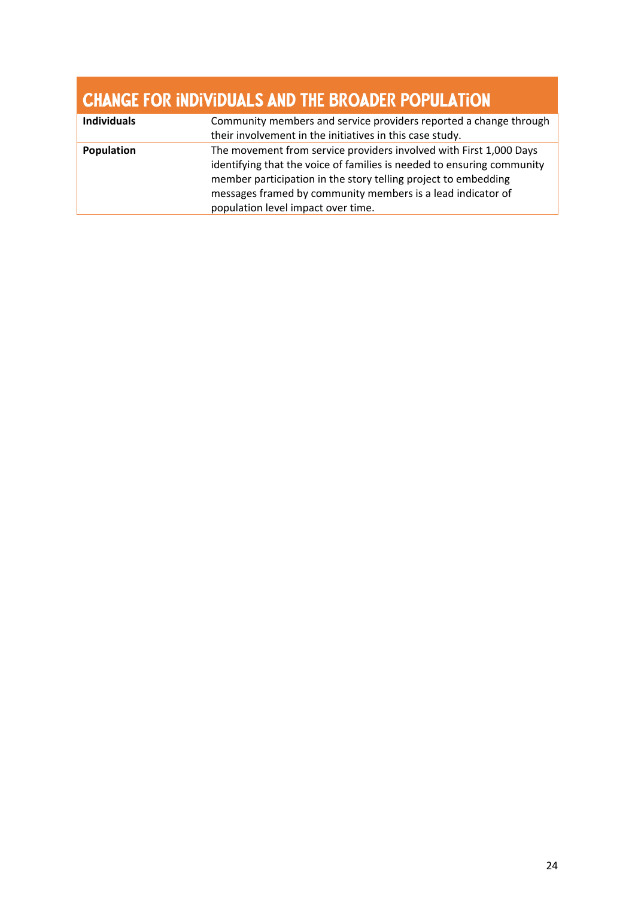| CHANGE FOR INDIVIDUALS AND THE BROADER POPULATION | |
|---|---|
| **Individuals** | Community members and service providers reported a change through their involvement in the initiatives in this case study. |
| **Population** | The movement from service providers involved with First 1,000 Days identifying that the voice of families is needed to ensuring community member participation in the story telling project to embedding messages framed by community members is a lead indicator of population level impact over time. |